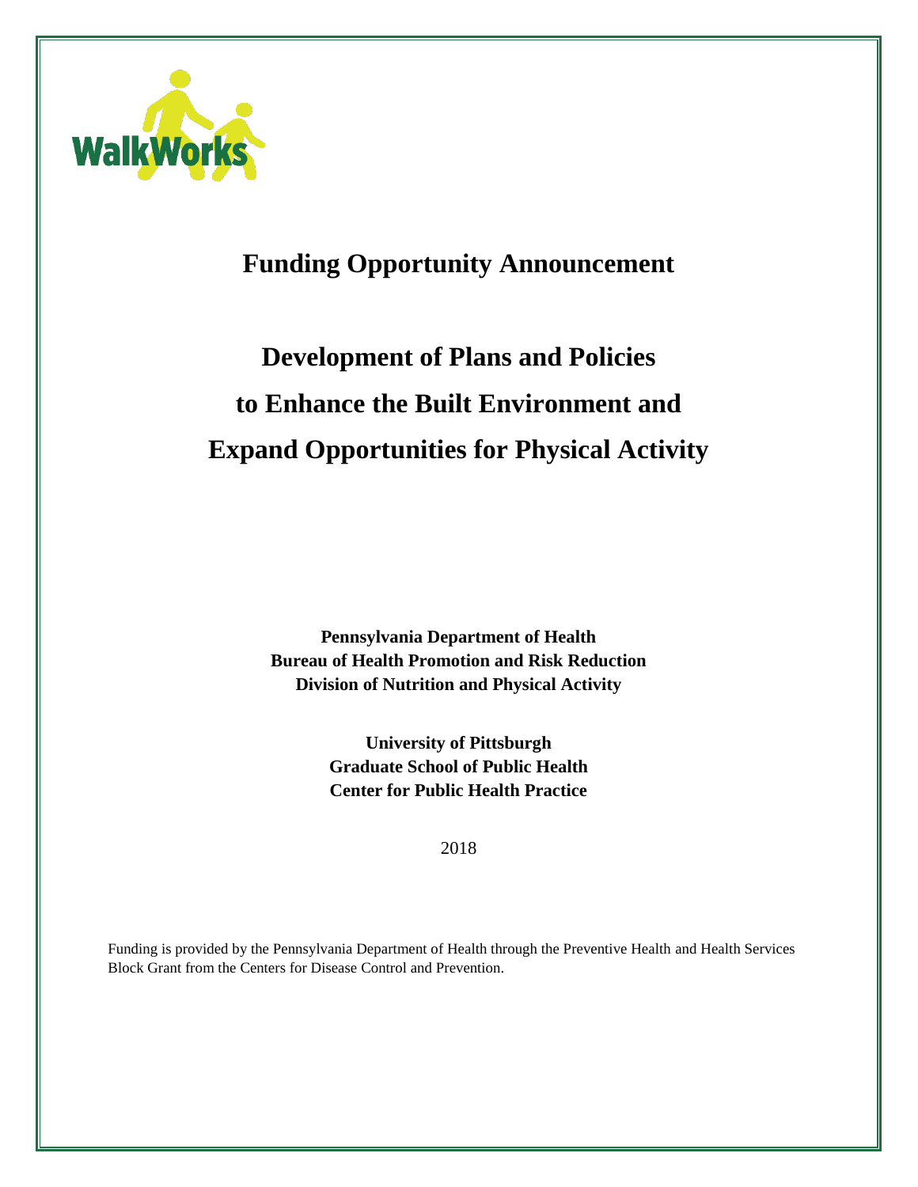WalkWorks

# Funding Opportunity Announcement

# Development of Plans and Policies to Enhance the Built Environment and Expand Opportunities for Physical Activity

**Pennsylvania Department of Health**
**Bureau of Health Promotion and Risk Reduction**
**Division of Nutrition and Physical Activity**

**University of Pittsburgh**
**Graduate School of Public Health**
**Center for Public Health Practice**

2018

Funding is provided by the Pennsylvania Department of Health through the Preventive Health and Health Services Block Grant from the Centers for Disease Control and Prevention.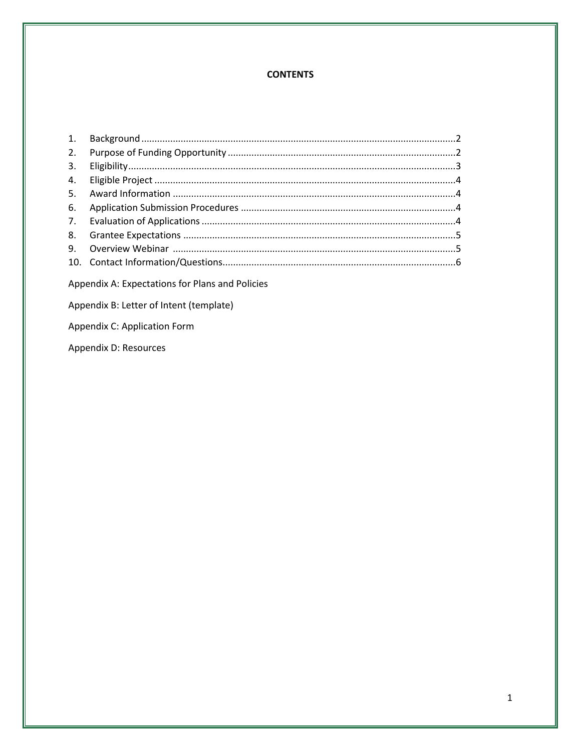**CONTENTS**

1. Background ........................................................................................................................2
2. Purpose of Funding Opportunity ......................................................................................2
3. Eligibility...........................................................................................................................3
4. Eligible Project ..................................................................................................................4
5. Award Information ...........................................................................................................4
6. Application Submission Procedures .................................................................................4
7. Evaluation of Applications ................................................................................................4
8. Grantee Expectations .......................................................................................................5
9. Overview Webinar ...........................................................................................................5
10. Contact Information/Questions........................................................................................6

Appendix A: Expectations for Plans and Policies

Appendix B: Letter of Intent (template)

Appendix C: Application Form

Appendix D: Resources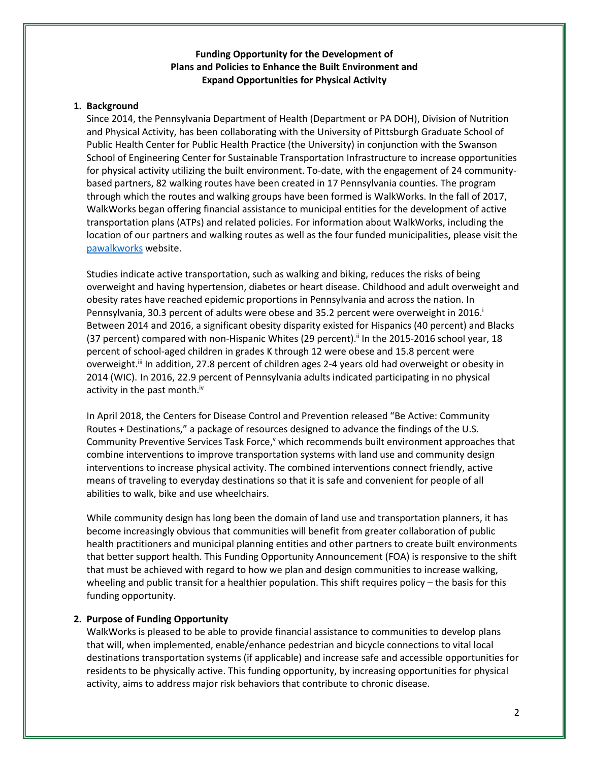**Funding Opportunity for the Development of Plans and Policies to Enhance the Built Environment and Expand Opportunities for Physical Activity**

## 1. Background

Since 2014, the Pennsylvania Department of Health (Department or PA DOH), Division of Nutrition and Physical Activity, has been collaborating with the University of Pittsburgh Graduate School of Public Health Center for Public Health Practice (the University) in conjunction with the Swanson School of Engineering Center for Sustainable Transportation Infrastructure to increase opportunities for physical activity utilizing the built environment. To-date, with the engagement of 24 community-based partners, 82 walking routes have been created in 17 Pennsylvania counties. The program through which the routes and walking groups have been formed is WalkWorks. In the fall of 2017, WalkWorks began offering financial assistance to municipal entities for the development of active transportation plans (ATPs) and related policies. For information about WalkWorks, including the location of our partners and walking routes as well as the four funded municipalities, please visit the pawalkworks website.

Studies indicate active transportation, such as walking and biking, reduces the risks of being overweight and having hypertension, diabetes or heart disease. Childhood and adult overweight and obesity rates have reached epidemic proportions in Pennsylvania and across the nation. In Pennsylvania, 30.3 percent of adults were obese and 35.2 percent were overweight in 2016.[i] Between 2014 and 2016, a significant obesity disparity existed for Hispanics (40 percent) and Blacks (37 percent) compared with non-Hispanic Whites (29 percent).[ii] In the 2015-2016 school year, 18 percent of school-aged children in grades K through 12 were obese and 15.8 percent were overweight.[iii] In addition, 27.8 percent of children ages 2-4 years old had overweight or obesity in 2014 (WIC). In 2016, 22.9 percent of Pennsylvania adults indicated participating in no physical activity in the past month.[iv]

In April 2018, the Centers for Disease Control and Prevention released "Be Active: Community Routes + Destinations," a package of resources designed to advance the findings of the U.S. Community Preventive Services Task Force,[v] which recommends built environment approaches that combine interventions to improve transportation systems with land use and community design interventions to increase physical activity. The combined interventions connect friendly, active means of traveling to everyday destinations so that it is safe and convenient for people of all abilities to walk, bike and use wheelchairs.

While community design has long been the domain of land use and transportation planners, it has become increasingly obvious that communities will benefit from greater collaboration of public health practitioners and municipal planning entities and other partners to create built environments that better support health. This Funding Opportunity Announcement (FOA) is responsive to the shift that must be achieved with regard to how we plan and design communities to increase walking, wheeling and public transit for a healthier population. This shift requires policy – the basis for this funding opportunity.

## 2. Purpose of Funding Opportunity

WalkWorks is pleased to be able to provide financial assistance to communities to develop plans that will, when implemented, enable/enhance pedestrian and bicycle connections to vital local destinations transportation systems (if applicable) and increase safe and accessible opportunities for residents to be physically active. This funding opportunity, by increasing opportunities for physical activity, aims to address major risk behaviors that contribute to chronic disease.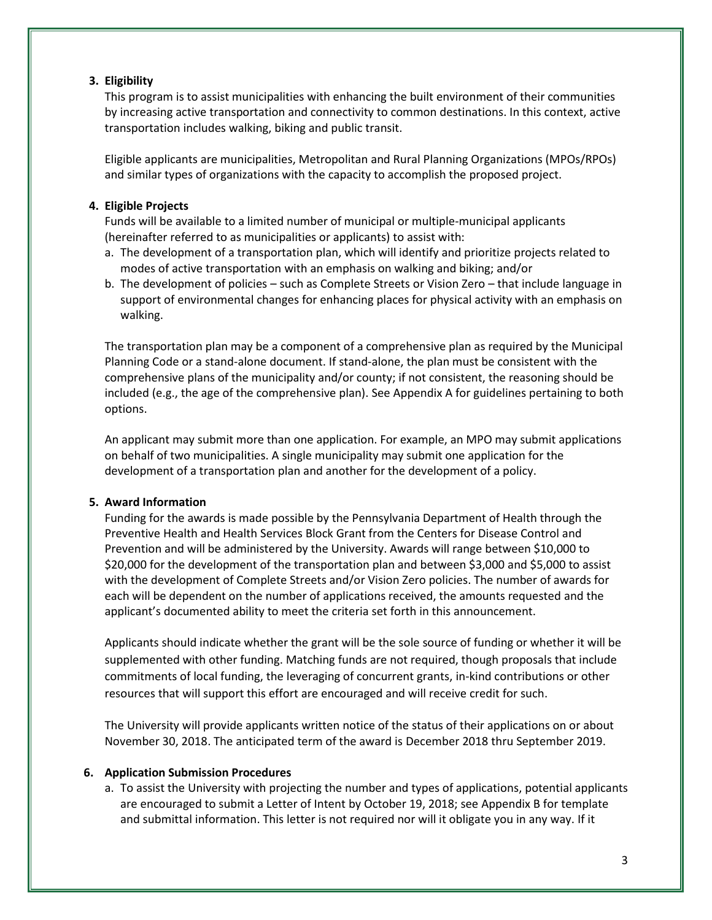**3. Eligibility**

This program is to assist municipalities with enhancing the built environment of their communities by increasing active transportation and connectivity to common destinations. In this context, active transportation includes walking, biking and public transit.

Eligible applicants are municipalities, Metropolitan and Rural Planning Organizations (MPOs/RPOs) and similar types of organizations with the capacity to accomplish the proposed project.

**4. Eligible Projects**

Funds will be available to a limited number of municipal or multiple-municipal applicants (hereinafter referred to as municipalities or applicants) to assist with:

a. The development of a transportation plan, which will identify and prioritize projects related to modes of active transportation with an emphasis on walking and biking; and/or
b. The development of policies – such as Complete Streets or Vision Zero – that include language in support of environmental changes for enhancing places for physical activity with an emphasis on walking.

The transportation plan may be a component of a comprehensive plan as required by the Municipal Planning Code or a stand-alone document. If stand-alone, the plan must be consistent with the comprehensive plans of the municipality and/or county; if not consistent, the reasoning should be included (e.g., the age of the comprehensive plan). See Appendix A for guidelines pertaining to both options.

An applicant may submit more than one application. For example, an MPO may submit applications on behalf of two municipalities. A single municipality may submit one application for the development of a transportation plan and another for the development of a policy.

**5. Award Information**

Funding for the awards is made possible by the Pennsylvania Department of Health through the Preventive Health and Health Services Block Grant from the Centers for Disease Control and Prevention and will be administered by the University. Awards will range between \$10,000 to \$20,000 for the development of the transportation plan and between \$3,000 and \$5,000 to assist with the development of Complete Streets and/or Vision Zero policies. The number of awards for each will be dependent on the number of applications received, the amounts requested and the applicant's documented ability to meet the criteria set forth in this announcement.

Applicants should indicate whether the grant will be the sole source of funding or whether it will be supplemented with other funding. Matching funds are not required, though proposals that include commitments of local funding, the leveraging of concurrent grants, in-kind contributions or other resources that will support this effort are encouraged and will receive credit for such.

The University will provide applicants written notice of the status of their applications on or about November 30, 2018. The anticipated term of the award is December 2018 thru September 2019.

**6. Application Submission Procedures**

a. To assist the University with projecting the number and types of applications, potential applicants are encouraged to submit a Letter of Intent by October 19, 2018; see Appendix B for template and submittal information. This letter is not required nor will it obligate you in any way. If it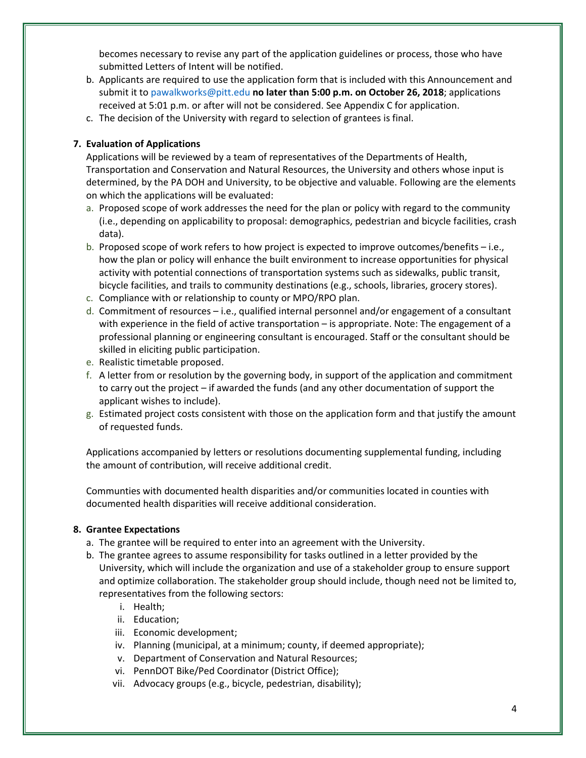becomes necessary to revise any part of the application guidelines or process, those who have submitted Letters of Intent will be notified.

b. Applicants are required to use the application form that is included with this Announcement and submit it to pawalkworks@pitt.edu **no later than 5:00 p.m. on October 26, 2018**; applications received at 5:01 p.m. or after will not be considered. See Appendix C for application.
c. The decision of the University with regard to selection of grantees is final.

**7. Evaluation of Applications**

Applications will be reviewed by a team of representatives of the Departments of Health, Transportation and Conservation and Natural Resources, the University and others whose input is determined, by the PA DOH and University, to be objective and valuable. Following are the elements on which the applications will be evaluated:

a. Proposed scope of work addresses the need for the plan or policy with regard to the community (i.e., depending on applicability to proposal: demographics, pedestrian and bicycle facilities, crash data).
b. Proposed scope of work refers to how project is expected to improve outcomes/benefits – i.e., how the plan or policy will enhance the built environment to increase opportunities for physical activity with potential connections of transportation systems such as sidewalks, public transit, bicycle facilities, and trails to community destinations (e.g., schools, libraries, grocery stores).
c. Compliance with or relationship to county or MPO/RPO plan.
d. Commitment of resources – i.e., qualified internal personnel and/or engagement of a consultant with experience in the field of active transportation – is appropriate. Note: The engagement of a professional planning or engineering consultant is encouraged. Staff or the consultant should be skilled in eliciting public participation.
e. Realistic timetable proposed.
f. A letter from or resolution by the governing body, in support of the application and commitment to carry out the project – if awarded the funds (and any other documentation of support the applicant wishes to include).
g. Estimated project costs consistent with those on the application form and that justify the amount of requested funds.

Applications accompanied by letters or resolutions documenting supplemental funding, including the amount of contribution, will receive additional credit.

Communties with documented health disparities and/or communities located in counties with documented health disparities will receive additional consideration.

**8. Grantee Expectations**

a. The grantee will be required to enter into an agreement with the University.
b. The grantee agrees to assume responsibility for tasks outlined in a letter provided by the University, which will include the organization and use of a stakeholder group to ensure support and optimize collaboration. The stakeholder group should include, though need not be limited to, representatives from the following sectors:
   i. Health;
   ii. Education;
   iii. Economic development;
   iv. Planning (municipal, at a minimum; county, if deemed appropriate);
   v. Department of Conservation and Natural Resources;
   vi. PennDOT Bike/Ped Coordinator (District Office);
   vii. Advocacy groups (e.g., bicycle, pedestrian, disability);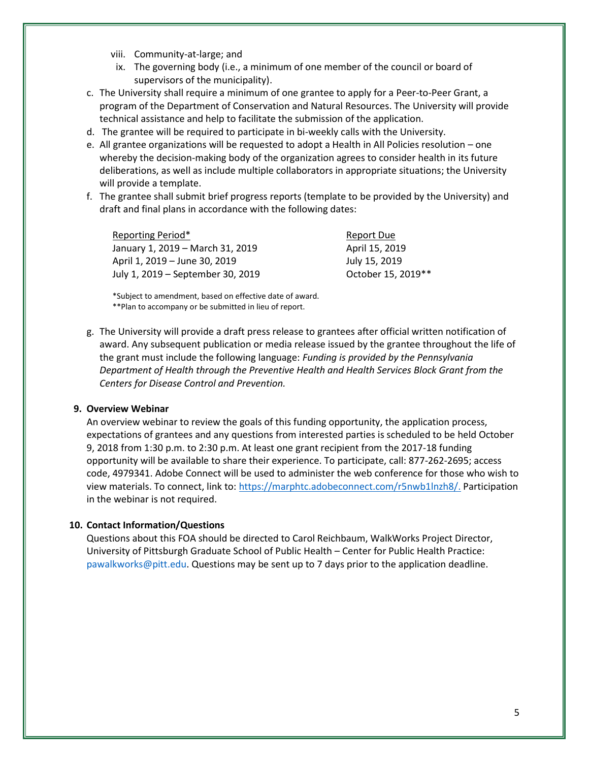viii. Community-at-large; and

ix. The governing body (i.e., a minimum of one member of the council or board of supervisors of the municipality).

c. The University shall require a minimum of one grantee to apply for a Peer-to-Peer Grant, a program of the Department of Conservation and Natural Resources. The University will provide technical assistance and help to facilitate the submission of the application.

d. The grantee will be required to participate in bi-weekly calls with the University.

e. All grantee organizations will be requested to adopt a Health in All Policies resolution – one whereby the decision-making body of the organization agrees to consider health in its future deliberations, as well as include multiple collaborators in appropriate situations; the University will provide a template.

f. The grantee shall submit brief progress reports (template to be provided by the University) and draft and final plans in accordance with the following dates:

| Reporting Period* | Report Due |
| --- | --- |
| January 1, 2019 – March 31, 2019 | April 15, 2019 |
| April 1, 2019 – June 30, 2019 | July 15, 2019 |
| July 1, 2019 – September 30, 2019 | October 15, 2019** |

*Subject to amendment, based on effective date of award.
**Plan to accompany or be submitted in lieu of report.

g. The University will provide a draft press release to grantees after official written notification of award. Any subsequent publication or media release issued by the grantee throughout the life of the grant must include the following language: *Funding is provided by the Pennsylvania Department of Health through the Preventive Health and Health Services Block Grant from the Centers for Disease Control and Prevention.*

**9. Overview Webinar**

An overview webinar to review the goals of this funding opportunity, the application process, expectations of grantees and any questions from interested parties is scheduled to be held October 9, 2018 from 1:30 p.m. to 2:30 p.m. At least one grant recipient from the 2017-18 funding opportunity will be available to share their experience. To participate, call: 877-262-2695; access code, 4979341. Adobe Connect will be used to administer the web conference for those who wish to view materials. To connect, link to: https://marphtc.adobeconnect.com/r5nwb1lnzh8/. Participation in the webinar is not required.

**10. Contact Information/Questions**

Questions about this FOA should be directed to Carol Reichbaum, WalkWorks Project Director, University of Pittsburgh Graduate School of Public Health – Center for Public Health Practice: pawalkworks@pitt.edu. Questions may be sent up to 7 days prior to the application deadline.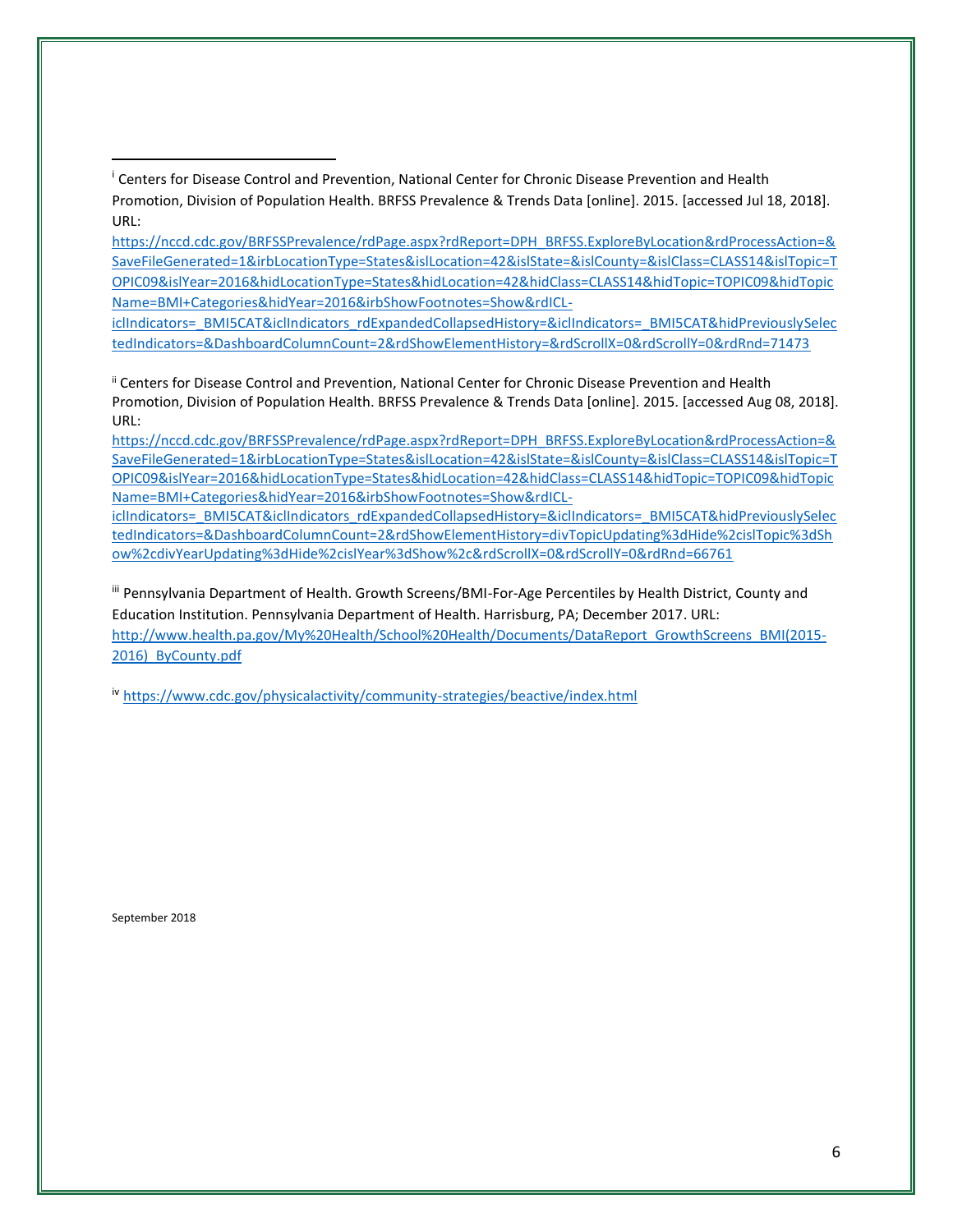[i] Centers for Disease Control and Prevention, National Center for Chronic Disease Prevention and Health Promotion, Division of Population Health. BRFSS Prevalence & Trends Data [online]. 2015. [accessed Jul 18, 2018]. URL:
https://nccd.cdc.gov/BRFSSPrevalence/rdPage.aspx?rdReport=DPH_BRFSS.ExploreByLocation&rdProcessAction=&SaveFileGenerated=1&irbLocationType=States&islLocation=42&islState=&islCounty=&islClass=CLASS14&islTopic=TOPIC09&islYear=2016&hidLocationType=States&hidLocation=42&hidClass=CLASS14&hidTopic=TOPIC09&hidTopicName=BMI+Categories&hidYear=2016&irbShowFootnotes=Show&rdICL-iclIndicators=_BMI5CAT&iclIndicators_rdExpandedCollapsedHistory=&iclIndicators=_BMI5CAT&hidPreviouslySelectedIndicators=&DashboardColumnCount=2&rdShowElementHistory=&rdScrollX=0&rdScrollY=0&rdRnd=71473

[ii] Centers for Disease Control and Prevention, National Center for Chronic Disease Prevention and Health Promotion, Division of Population Health. BRFSS Prevalence & Trends Data [online]. 2015. [accessed Aug 08, 2018]. URL:
https://nccd.cdc.gov/BRFSSPrevalence/rdPage.aspx?rdReport=DPH_BRFSS.ExploreByLocation&rdProcessAction=&SaveFileGenerated=1&irbLocationType=States&islLocation=42&islState=&islCounty=&islClass=CLASS14&islTopic=TOPIC09&islYear=2016&hidLocationType=States&hidLocation=42&hidClass=CLASS14&hidTopic=TOPIC09&hidTopicName=BMI+Categories&hidYear=2016&irbShowFootnotes=Show&rdICL-iclIndicators=_BMI5CAT&iclIndicators_rdExpandedCollapsedHistory=&iclIndicators=_BMI5CAT&hidPreviouslySelectedIndicators=&DashboardColumnCount=2&rdShowElementHistory=divTopicUpdating%3dHide%2cislTopic%3dShow%2cdivYearUpdating%3dHide%2cislYear%3dShow%2c&rdScrollX=0&rdScrollY=0&rdRnd=66761

[iii] Pennsylvania Department of Health. Growth Screens/BMI-For-Age Percentiles by Health District, County and Education Institution. Pennsylvania Department of Health. Harrisburg, PA; December 2017. URL: http://www.health.pa.gov/My%20Health/School%20Health/Documents/DataReport_GrowthScreens_BMI(2015-2016)_ByCounty.pdf

[iv] https://www.cdc.gov/physicalactivity/community-strategies/beactive/index.html

September 2018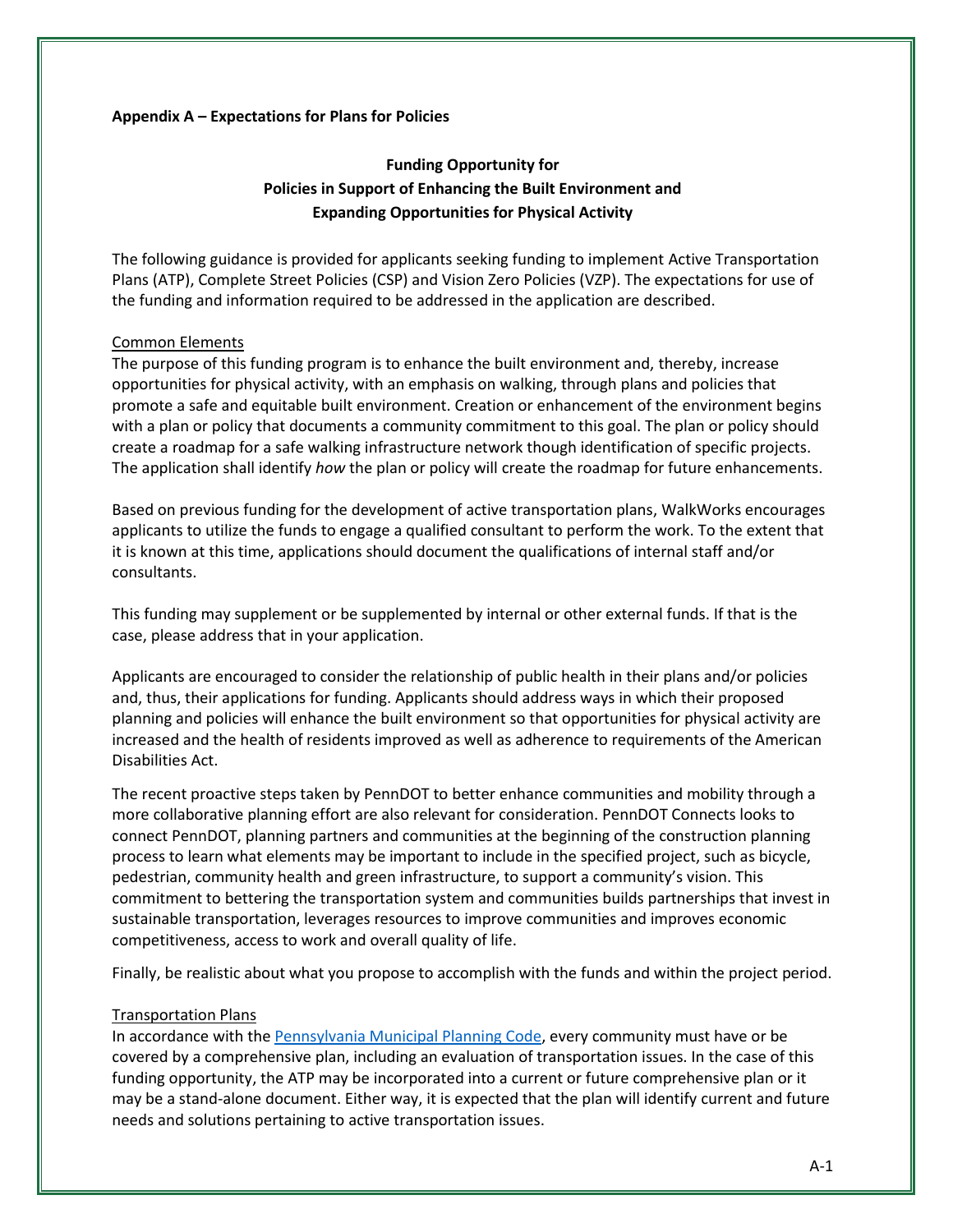**Appendix A – Expectations for Plans for Policies**

**Funding Opportunity for**
**Policies in Support of Enhancing the Built Environment and**
**Expanding Opportunities for Physical Activity**

The following guidance is provided for applicants seeking funding to implement Active Transportation Plans (ATP), Complete Street Policies (CSP) and Vision Zero Policies (VZP). The expectations for use of the funding and information required to be addressed in the application are described.

Common Elements

The purpose of this funding program is to enhance the built environment and, thereby, increase opportunities for physical activity, with an emphasis on walking, through plans and policies that promote a safe and equitable built environment. Creation or enhancement of the environment begins with a plan or policy that documents a community commitment to this goal. The plan or policy should create a roadmap for a safe walking infrastructure network though identification of specific projects. The application shall identify *how* the plan or policy will create the roadmap for future enhancements.

Based on previous funding for the development of active transportation plans, WalkWorks encourages applicants to utilize the funds to engage a qualified consultant to perform the work. To the extent that it is known at this time, applications should document the qualifications of internal staff and/or consultants.

This funding may supplement or be supplemented by internal or other external funds. If that is the case, please address that in your application.

Applicants are encouraged to consider the relationship of public health in their plans and/or policies and, thus, their applications for funding. Applicants should address ways in which their proposed planning and policies will enhance the built environment so that opportunities for physical activity are increased and the health of residents improved as well as adherence to requirements of the American Disabilities Act.

The recent proactive steps taken by PennDOT to better enhance communities and mobility through a more collaborative planning effort are also relevant for consideration. PennDOT Connects looks to connect PennDOT, planning partners and communities at the beginning of the construction planning process to learn what elements may be important to include in the specified project, such as bicycle, pedestrian, community health and green infrastructure, to support a community's vision. This commitment to bettering the transportation system and communities builds partnerships that invest in sustainable transportation, leverages resources to improve communities and improves economic competitiveness, access to work and overall quality of life.

Finally, be realistic about what you propose to accomplish with the funds and within the project period.

Transportation Plans

In accordance with the Pennsylvania Municipal Planning Code, every community must have or be covered by a comprehensive plan, including an evaluation of transportation issues. In the case of this funding opportunity, the ATP may be incorporated into a current or future comprehensive plan or it may be a stand-alone document. Either way, it is expected that the plan will identify current and future needs and solutions pertaining to active transportation issues.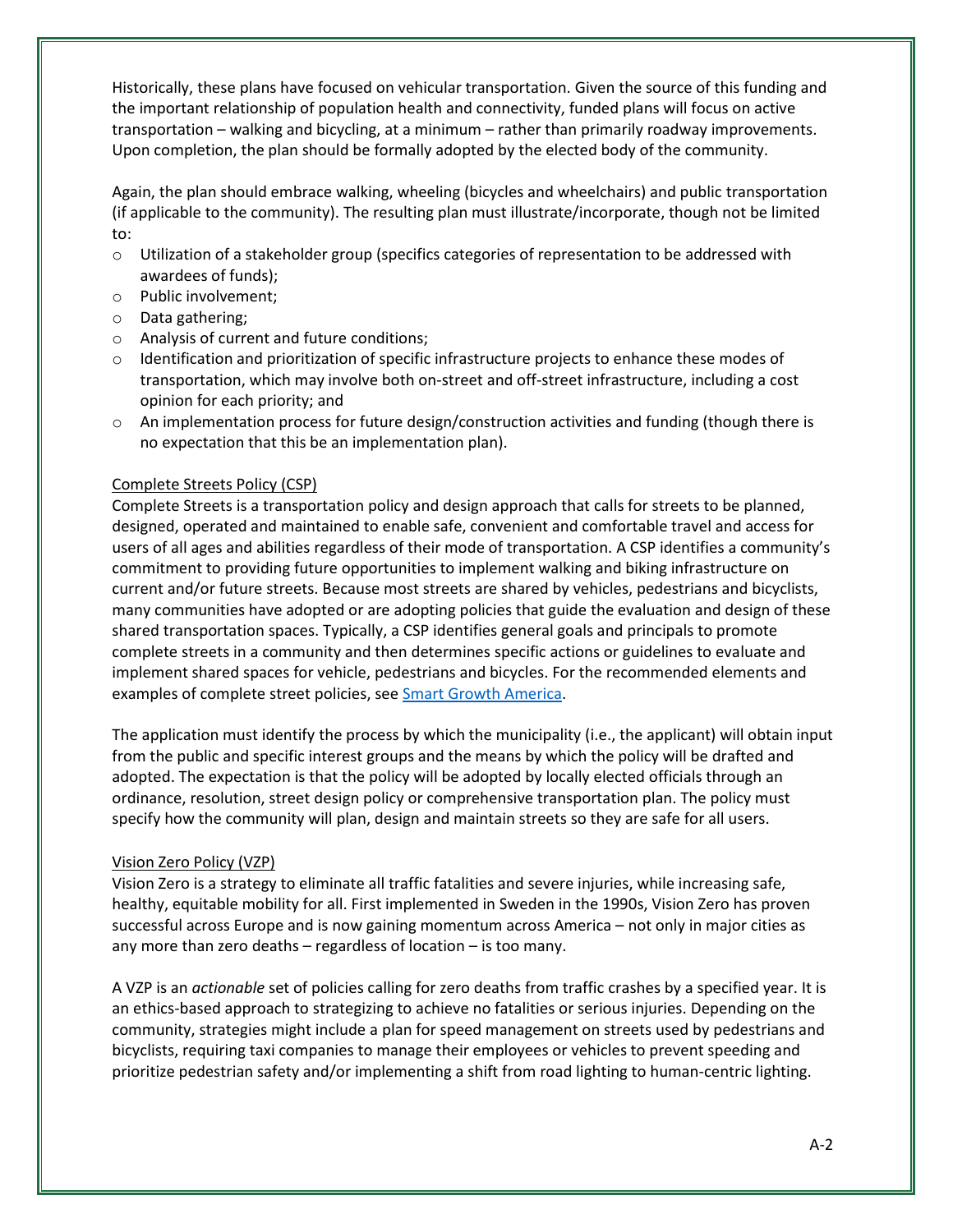Historically, these plans have focused on vehicular transportation. Given the source of this funding and the important relationship of population health and connectivity, funded plans will focus on active transportation – walking and bicycling, at a minimum – rather than primarily roadway improvements. Upon completion, the plan should be formally adopted by the elected body of the community.

Again, the plan should embrace walking, wheeling (bicycles and wheelchairs) and public transportation (if applicable to the community). The resulting plan must illustrate/incorporate, though not be limited to:

- Utilization of a stakeholder group (specifics categories of representation to be addressed with awardees of funds);
- Public involvement;
- Data gathering;
- Analysis of current and future conditions;
- Identification and prioritization of specific infrastructure projects to enhance these modes of transportation, which may involve both on-street and off-street infrastructure, including a cost opinion for each priority; and
- An implementation process for future design/construction activities and funding (though there is no expectation that this be an implementation plan).

Complete Streets Policy (CSP)

Complete Streets is a transportation policy and design approach that calls for streets to be planned, designed, operated and maintained to enable safe, convenient and comfortable travel and access for users of all ages and abilities regardless of their mode of transportation. A CSP identifies a community's commitment to providing future opportunities to implement walking and biking infrastructure on current and/or future streets. Because most streets are shared by vehicles, pedestrians and bicyclists, many communities have adopted or are adopting policies that guide the evaluation and design of these shared transportation spaces. Typically, a CSP identifies general goals and principals to promote complete streets in a community and then determines specific actions or guidelines to evaluate and implement shared spaces for vehicle, pedestrians and bicycles. For the recommended elements and examples of complete street policies, see Smart Growth America.

The application must identify the process by which the municipality (i.e., the applicant) will obtain input from the public and specific interest groups and the means by which the policy will be drafted and adopted. The expectation is that the policy will be adopted by locally elected officials through an ordinance, resolution, street design policy or comprehensive transportation plan. The policy must specify how the community will plan, design and maintain streets so they are safe for all users.

Vision Zero Policy (VZP)

Vision Zero is a strategy to eliminate all traffic fatalities and severe injuries, while increasing safe, healthy, equitable mobility for all. First implemented in Sweden in the 1990s, Vision Zero has proven successful across Europe and is now gaining momentum across America – not only in major cities as any more than zero deaths – regardless of location – is too many.

A VZP is an *actionable* set of policies calling for zero deaths from traffic crashes by a specified year. It is an ethics-based approach to strategizing to achieve no fatalities or serious injuries. Depending on the community, strategies might include a plan for speed management on streets used by pedestrians and bicyclists, requiring taxi companies to manage their employees or vehicles to prevent speeding and prioritize pedestrian safety and/or implementing a shift from road lighting to human-centric lighting.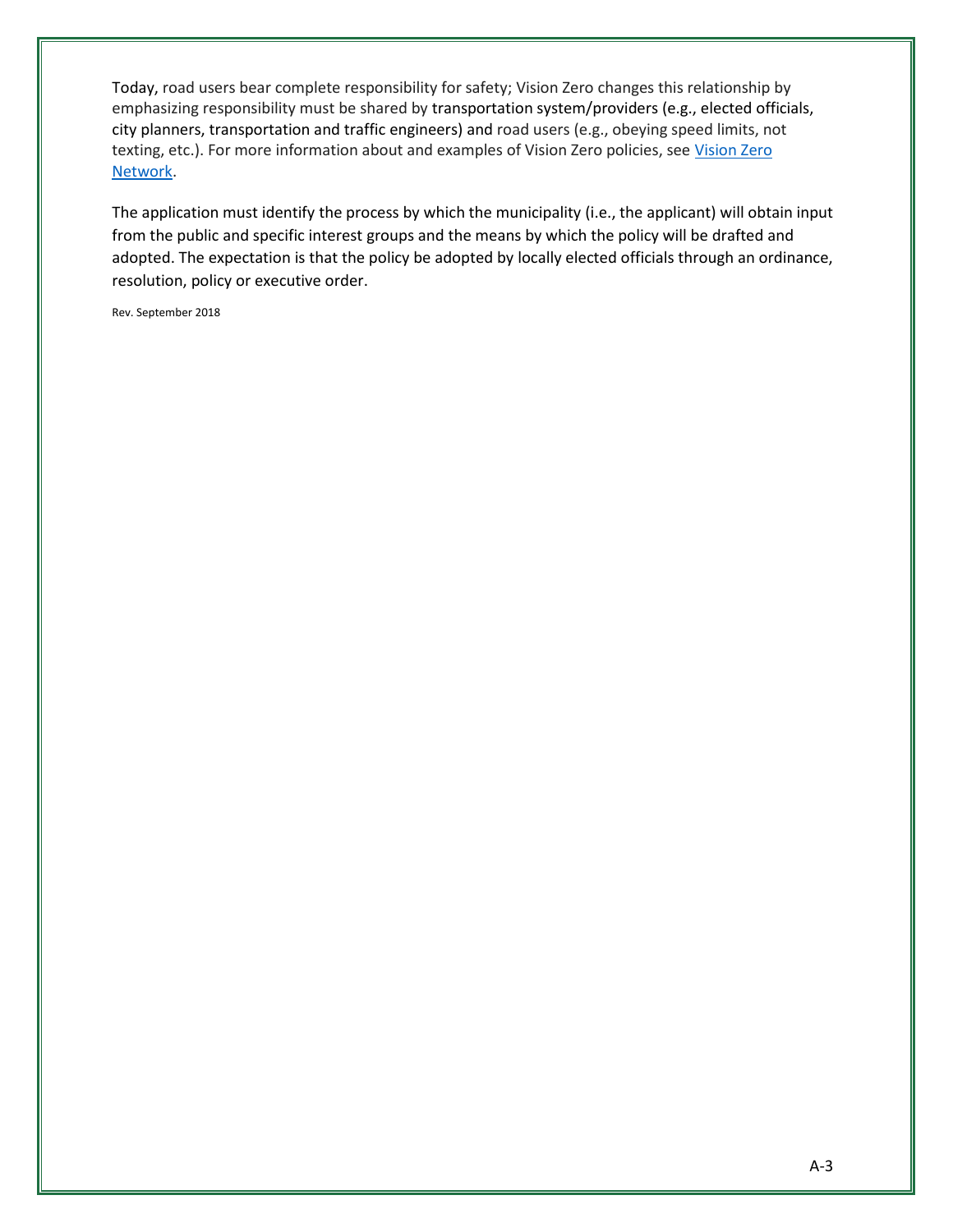Today, road users bear complete responsibility for safety; Vision Zero changes this relationship by emphasizing responsibility must be shared by transportation system/providers (e.g., elected officials, city planners, transportation and traffic engineers) and road users (e.g., obeying speed limits, not texting, etc.). For more information about and examples of Vision Zero policies, see [Vision Zero Network](#).

The application must identify the process by which the municipality (i.e., the applicant) will obtain input from the public and specific interest groups and the means by which the policy will be drafted and adopted. The expectation is that the policy be adopted by locally elected officials through an ordinance, resolution, policy or executive order.

Rev. September 2018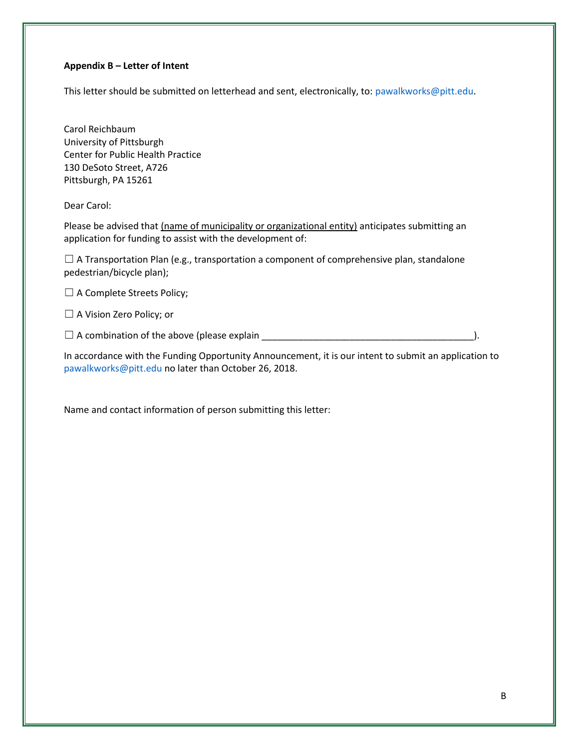**Appendix B – Letter of Intent**

This letter should be submitted on letterhead and sent, electronically, to: pawalkworks@pitt.edu.

Carol Reichbaum
University of Pittsburgh
Center for Public Health Practice
130 DeSoto Street, A726
Pittsburgh, PA 15261

Dear Carol:

Please be advised that <u>(name of municipality or organizational entity)</u> anticipates submitting an application for funding to assist with the development of:

☐ A Transportation Plan (e.g., transportation a component of comprehensive plan, standalone pedestrian/bicycle plan);

☐ A Complete Streets Policy;

☐ A Vision Zero Policy; or

☐ A combination of the above (please explain ________________________________________).

In accordance with the Funding Opportunity Announcement, it is our intent to submit an application to pawalkworks@pitt.edu no later than October 26, 2018.

Name and contact information of person submitting this letter: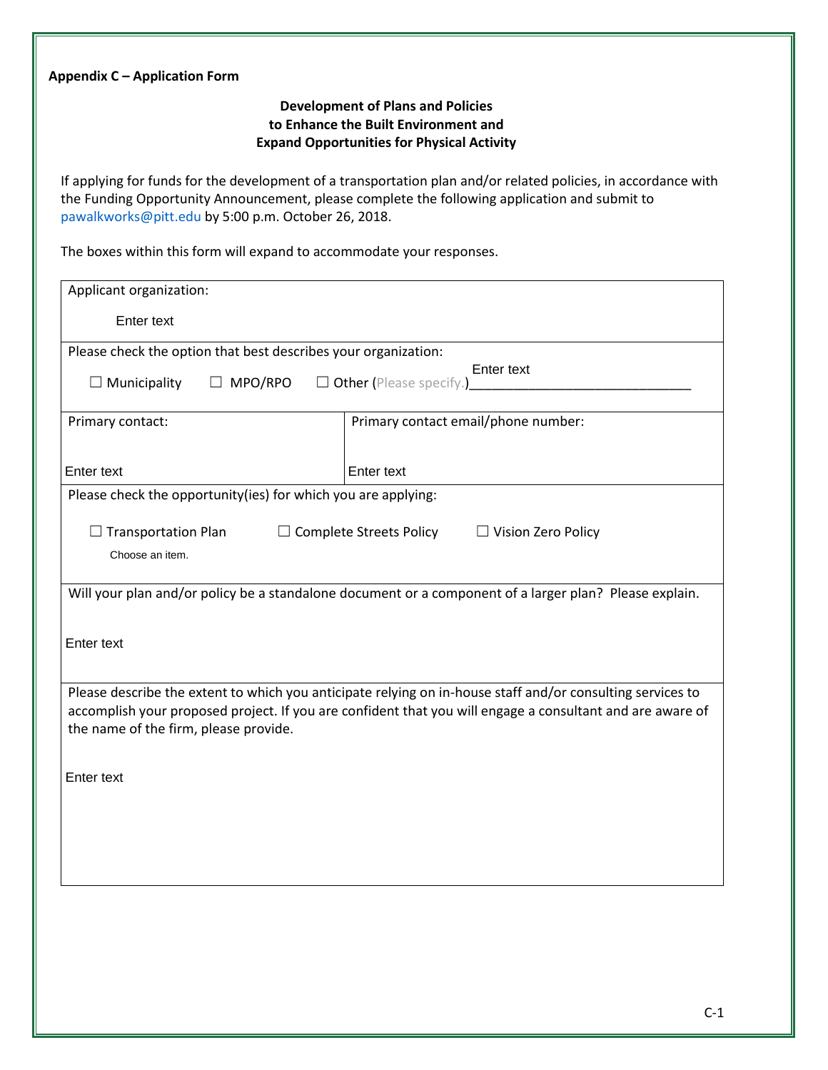**Appendix C – Application Form**

**Development of Plans and Policies**
**to Enhance the Built Environment and**
**Expand Opportunities for Physical Activity**

If applying for funds for the development of a transportation plan and/or related policies, in accordance with the Funding Opportunity Announcement, please complete the following application and submit to pawalkworks@pitt.edu by 5:00 p.m. October 26, 2018.

The boxes within this form will expand to accommodate your responses.

| Applicant organization:<br><br>Enter text | |
|---|---|
| Please check the option that best describes your organization:<br><br>☐ Municipality ☐ MPO/RPO ☐ Other (Please specify.) Enter text ______________________________ | |
| Primary contact:<br><br>Enter text | Primary contact email/phone number:<br><br>Enter text |
| Please check the opportunity(ies) for which you are applying:<br><br>☐ Transportation Plan ☐ Complete Streets Policy ☐ Vision Zero Policy<br>Choose an item. | |
| Will your plan and/or policy be a standalone document or a component of a larger plan? Please explain.<br><br>Enter text | |
| Please describe the extent to which you anticipate relying on in-house staff and/or consulting services to accomplish your proposed project. If you are confident that you will engage a consultant and are aware of the name of the firm, please provide.<br><br>Enter text | |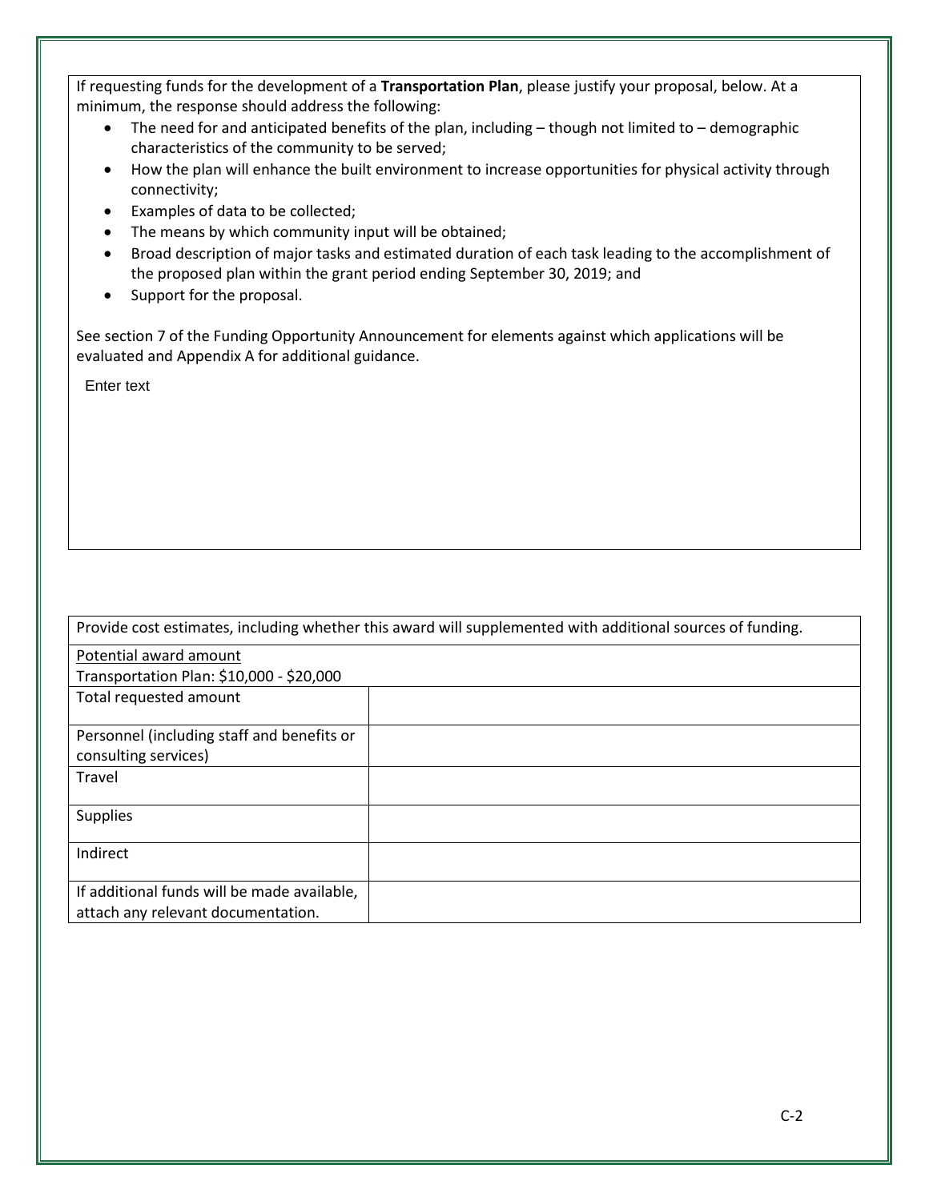If requesting funds for the development of a **Transportation Plan**, please justify your proposal, below. At a minimum, the response should address the following:

- The need for and anticipated benefits of the plan, including – though not limited to – demographic characteristics of the community to be served;
- How the plan will enhance the built environment to increase opportunities for physical activity through connectivity;
- Examples of data to be collected;
- The means by which community input will be obtained;
- Broad description of major tasks and estimated duration of each task leading to the accomplishment of the proposed plan within the grant period ending September 30, 2019; and
- Support for the proposal.

See section 7 of the Funding Opportunity Announcement for elements against which applications will be evaluated and Appendix A for additional guidance.

Enter text

| Provide cost estimates, including whether this award will supplemented with additional sources of funding. | |
|---|---|
| Potential award amount<br>Transportation Plan: $10,000 - $20,000 | |
| Total requested amount | |
| Personnel (including staff and benefits or consulting services) | |
| Travel | |
| Supplies | |
| Indirect | |
| If additional funds will be made available, attach any relevant documentation. | |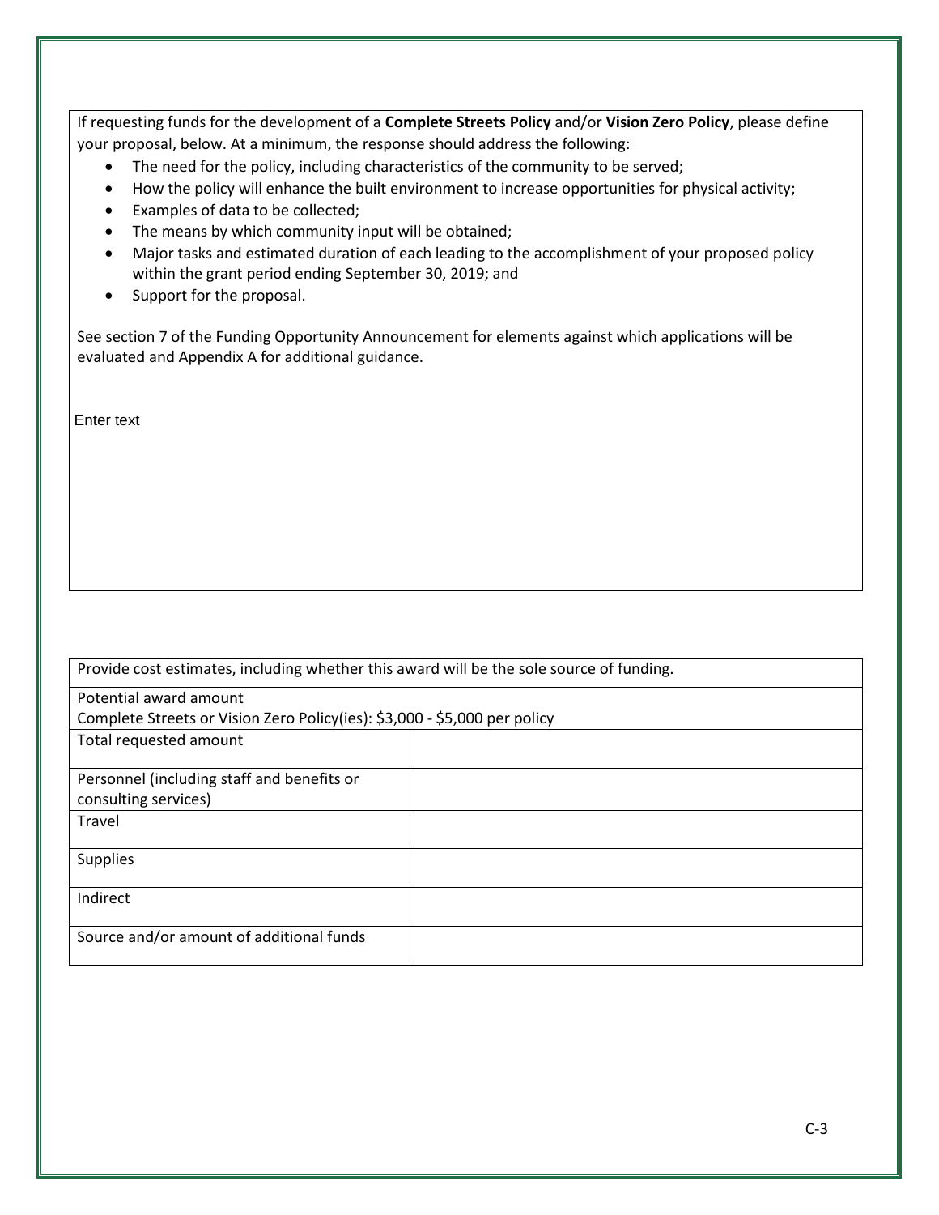If requesting funds for the development of a **Complete Streets Policy** and/or **Vision Zero Policy**, please define your proposal, below. At a minimum, the response should address the following:

- The need for the policy, including characteristics of the community to be served;
- How the policy will enhance the built environment to increase opportunities for physical activity;
- Examples of data to be collected;
- The means by which community input will be obtained;
- Major tasks and estimated duration of each leading to the accomplishment of your proposed policy within the grant period ending September 30, 2019; and
- Support for the proposal.

See section 7 of the Funding Opportunity Announcement for elements against which applications will be evaluated and Appendix A for additional guidance.

Enter text

| Provide cost estimates, including whether this award will be the sole source of funding. | |
|---|---|
| Potential award amount<br>Complete Streets or Vision Zero Policy(ies): $3,000 - $5,000 per policy | |
| Total requested amount | |
| Personnel (including staff and benefits or consulting services) | |
| Travel | |
| Supplies | |
| Indirect | |
| Source and/or amount of additional funds | |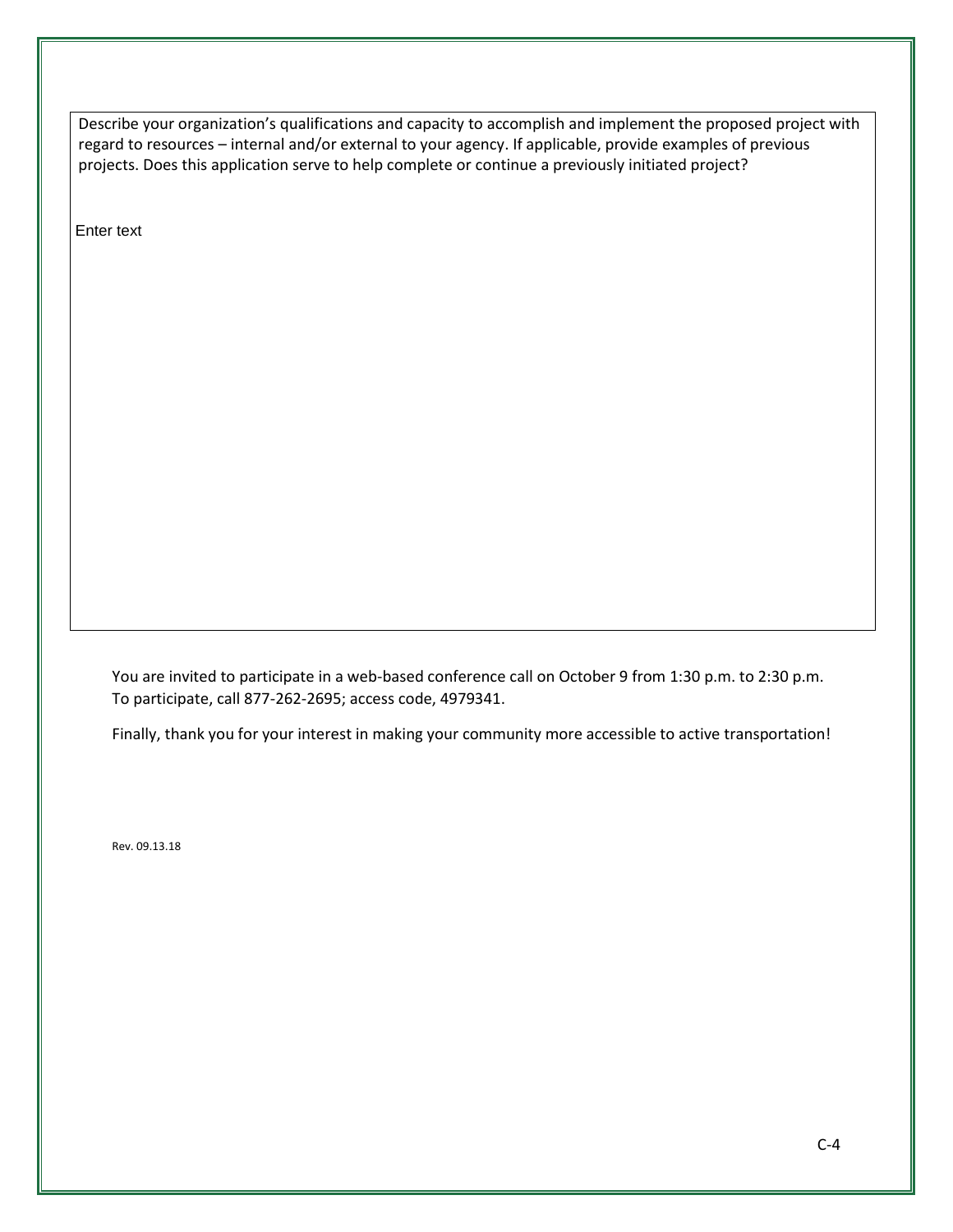Describe your organization's qualifications and capacity to accomplish and implement the proposed project with regard to resources – internal and/or external to your agency. If applicable, provide examples of previous projects. Does this application serve to help complete or continue a previously initiated project?

Enter text

You are invited to participate in a web-based conference call on October 9 from 1:30 p.m. to 2:30 p.m. To participate, call 877-262-2695; access code, 4979341.

Finally, thank you for your interest in making your community more accessible to active transportation!

Rev. 09.13.18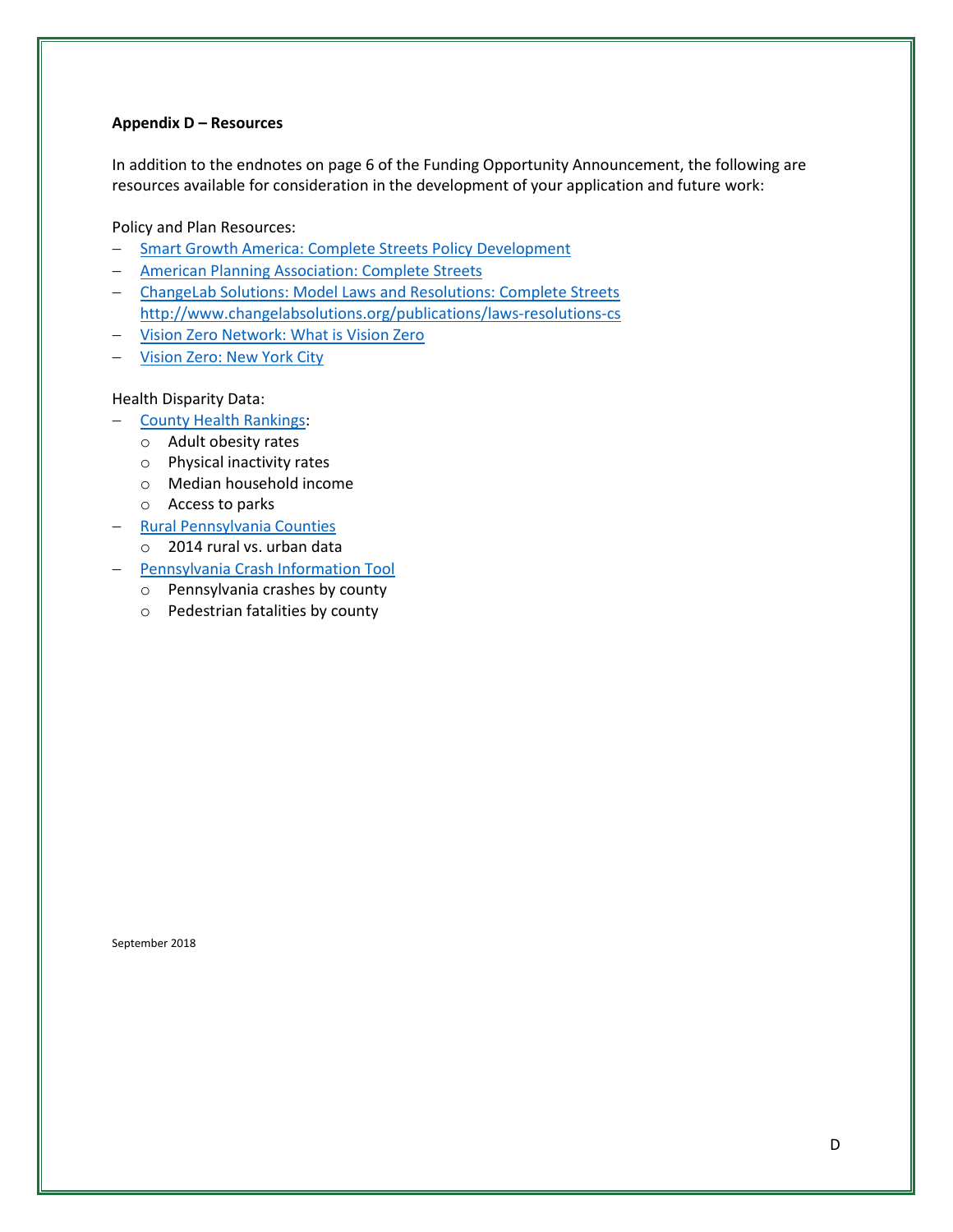**Appendix D – Resources**

In addition to the endnotes on page 6 of the Funding Opportunity Announcement, the following are resources available for consideration in the development of your application and future work:

Policy and Plan Resources:

- Smart Growth America: Complete Streets Policy Development
- American Planning Association: Complete Streets
- ChangeLab Solutions: Model Laws and Resolutions: Complete Streets http://www.changelabsolutions.org/publications/laws-resolutions-cs
- Vision Zero Network: What is Vision Zero
- Vision Zero: New York City

Health Disparity Data:

- County Health Rankings:
  - Adult obesity rates
  - Physical inactivity rates
  - Median household income
  - Access to parks
- Rural Pennsylvania Counties
  - 2014 rural vs. urban data
- Pennsylvania Crash Information Tool
  - Pennsylvania crashes by county
  - Pedestrian fatalities by county

September 2018